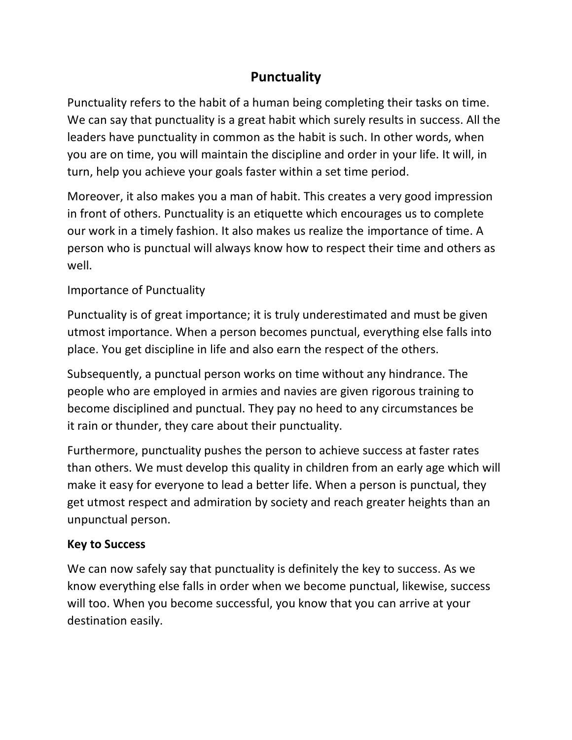# Punctuality

Punctuality refers to the habit of a human being completing their tasks on time. We can say that punctuality is a great habit which surely results in success. All the leaders have punctuality in common as the habit is such. In other words, when you are on time, you will maintain the discipline and order in your life. It will, in turn, help you achieve your goals faster within a set time period.

Moreover, it also makes you a man of habit. This creates a very good impression in front of others. Punctuality is an etiquette which encourages us to complete our work in a timely fashion. It also makes us realize the importance of time. A person who is punctual will always know how to respect their time and others as well.

Importance of Punctuality

Punctuality is of great importance; it is truly underestimated and must be given utmost importance. When a person becomes punctual, everything else falls into place. You get discipline in life and also earn the respect of the others.

Subsequently, a punctual person works on time without any hindrance. The people who are employed in armies and navies are given rigorous training to become disciplined and punctual. They pay no heed to any circumstances be it rain or thunder, they care about their punctuality.

Furthermore, punctuality pushes the person to achieve success at faster rates than others. We must develop this quality in children from an early age which will make it easy for everyone to lead a better life. When a person is punctual, they get utmost respect and admiration by society and reach greater heights than an unpunctual person.

**Key to Success**

We can now safely say that punctuality is definitely the key to success. As we know everything else falls in order when we become punctual, likewise, success will too. When you become successful, you know that you can arrive at your destination easily.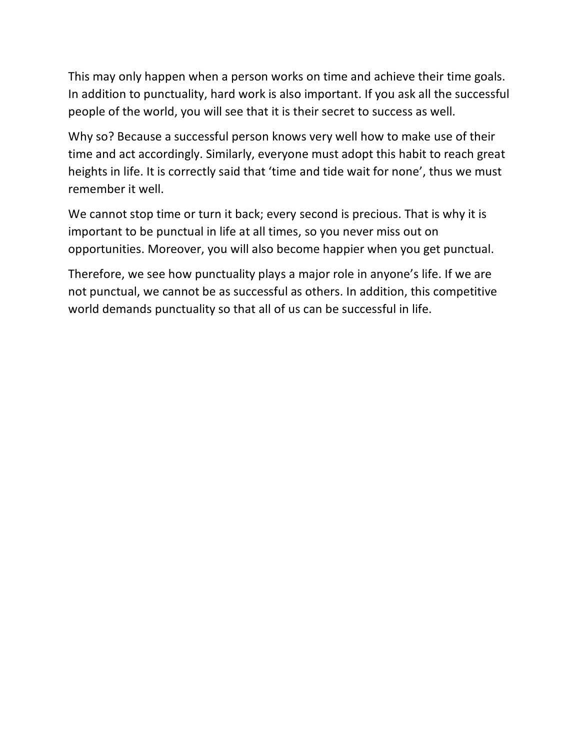This may only happen when a person works on time and achieve their time goals. In addition to punctuality, hard work is also important. If you ask all the successful people of the world, you will see that it is their secret to success as well.

Why so? Because a successful person knows very well how to make use of their time and act accordingly. Similarly, everyone must adopt this habit to reach great heights in life. It is correctly said that 'time and tide wait for none', thus we must remember it well.

We cannot stop time or turn it back; every second is precious. That is why it is important to be punctual in life at all times, so you never miss out on opportunities. Moreover, you will also become happier when you get punctual.

Therefore, we see how punctuality plays a major role in anyone's life. If we are not punctual, we cannot be as successful as others. In addition, this competitive world demands punctuality so that all of us can be successful in life.